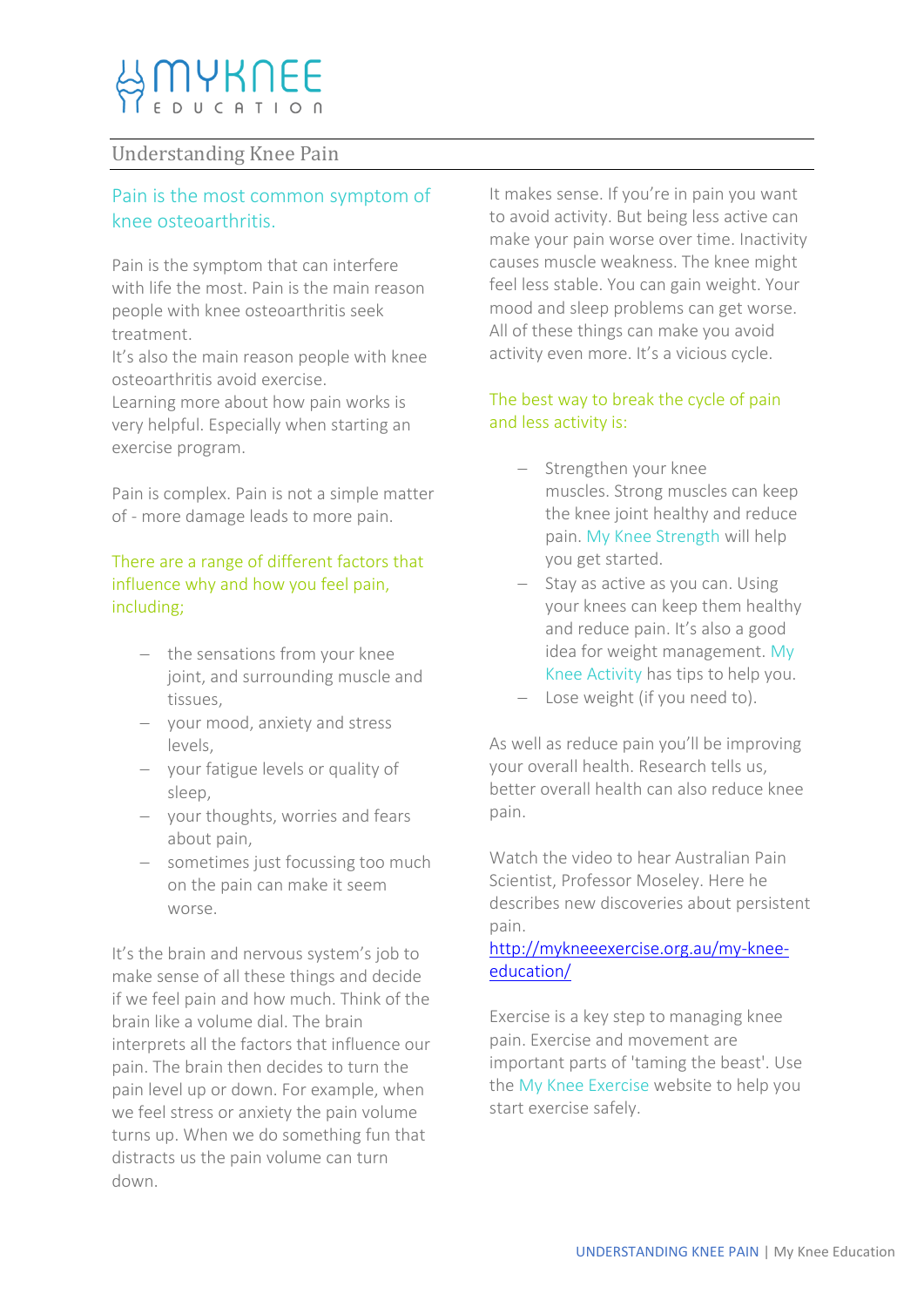MYKNEE EDUCATION

## Understanding Knee Pain

### Pain is the most common symptom of knee osteoarthritis.

Pain is the symptom that can interfere with life the most. Pain is the main reason people with knee osteoarthritis seek treatment.
It's also the main reason people with knee osteoarthritis avoid exercise.
Learning more about how pain works is very helpful. Especially when starting an exercise program.

Pain is complex. Pain is not a simple matter of - more damage leads to more pain.

### There are a range of different factors that influence why and how you feel pain, including;

- the sensations from your knee joint, and surrounding muscle and tissues,
- your mood, anxiety and stress levels,
- your fatigue levels or quality of sleep,
- your thoughts, worries and fears about pain,
- sometimes just focussing too much on the pain can make it seem worse.

It's the brain and nervous system's job to make sense of all these things and decide if we feel pain and how much. Think of the brain like a volume dial. The brain interprets all the factors that influence our pain. The brain then decides to turn the pain level up or down. For example, when we feel stress or anxiety the pain volume turns up. When we do something fun that distracts us the pain volume can turn down.

It makes sense. If you're in pain you want to avoid activity. But being less active can make your pain worse over time. Inactivity causes muscle weakness. The knee might feel less stable. You can gain weight. Your mood and sleep problems can get worse. All of these things can make you avoid activity even more. It's a vicious cycle.

### The best way to break the cycle of pain and less activity is:

- Strengthen your knee muscles. Strong muscles can keep the knee joint healthy and reduce pain. My Knee Strength will help you get started.
- Stay as active as you can. Using your knees can keep them healthy and reduce pain. It's also a good idea for weight management. My Knee Activity has tips to help you.
- Lose weight (if you need to).

As well as reduce pain you'll be improving your overall health. Research tells us, better overall health can also reduce knee pain.

Watch the video to hear Australian Pain Scientist, Professor Moseley. Here he describes new discoveries about persistent pain.
http://mykneeexercise.org.au/my-knee-education/

Exercise is a key step to managing knee pain. Exercise and movement are important parts of 'taming the beast'. Use the My Knee Exercise website to help you start exercise safely.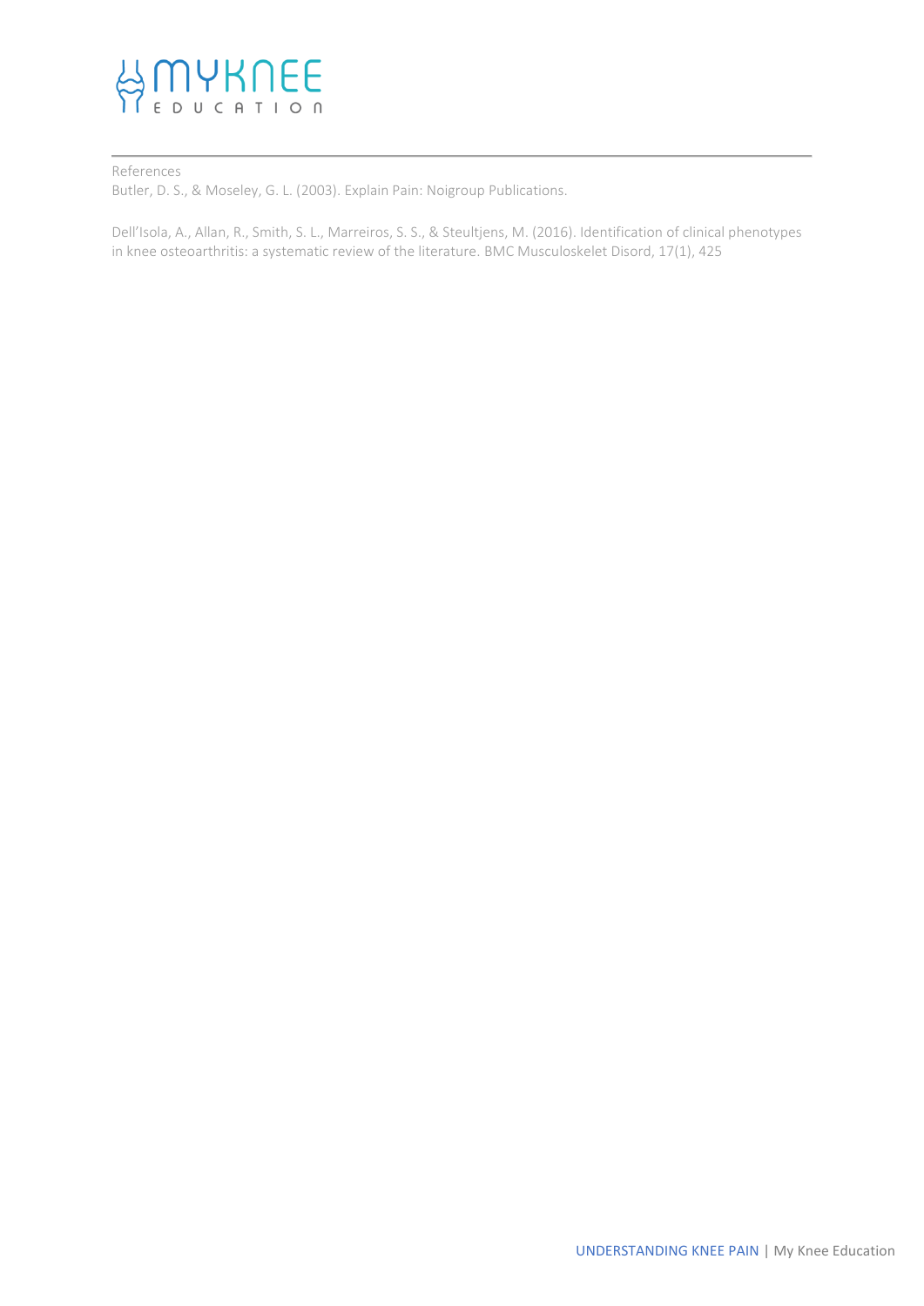References

Butler, D. S., & Moseley, G. L. (2003). Explain Pain: Noigroup Publications.

Dell'Isola, A., Allan, R., Smith, S. L., Marreiros, S. S., & Steultjens, M. (2016). Identification of clinical phenotypes in knee osteoarthritis: a systematic review of the literature. BMC Musculoskelet Disord, 17(1), 425